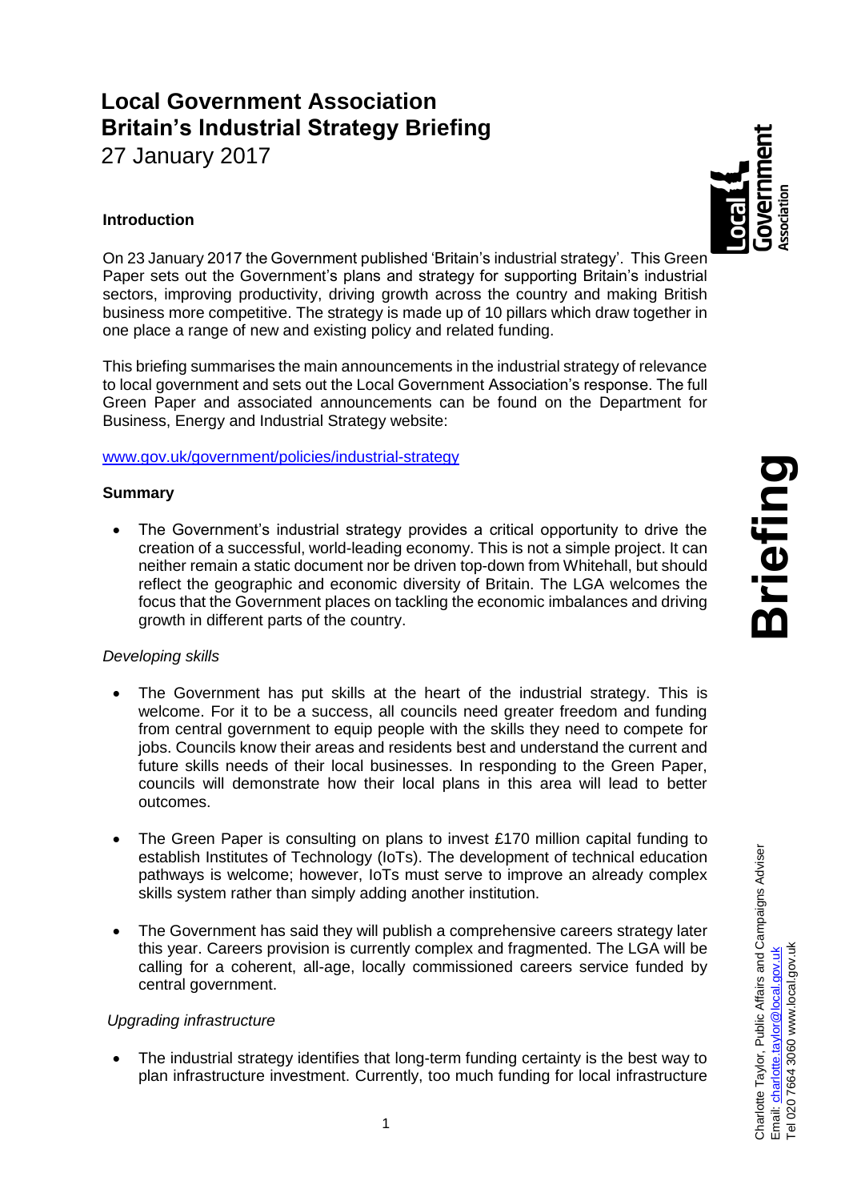# Local Government Association
# Britain's Industrial Strategy Briefing

27 January 2017

### Introduction

On 23 January 2017 the Government published 'Britain's industrial strategy'. This Green Paper sets out the Government's plans and strategy for supporting Britain's industrial sectors, improving productivity, driving growth across the country and making British business more competitive. The strategy is made up of 10 pillars which draw together in one place a range of new and existing policy and related funding.

This briefing summarises the main announcements in the industrial strategy of relevance to local government and sets out the Local Government Association's response. The full Green Paper and associated announcements can be found on the Department for Business, Energy and Industrial Strategy website:

[www.gov.uk/government/policies/industrial-strategy](www.gov.uk/government/policies/industrial-strategy)

### Summary

- The Government's industrial strategy provides a critical opportunity to drive the creation of a successful, world-leading economy. This is not a simple project. It can neither remain a static document nor be driven top-down from Whitehall, but should reflect the geographic and economic diversity of Britain. The LGA welcomes the focus that the Government places on tackling the economic imbalances and driving growth in different parts of the country.

*Developing skills*

- The Government has put skills at the heart of the industrial strategy. This is welcome. For it to be a success, all councils need greater freedom and funding from central government to equip people with the skills they need to compete for jobs. Councils know their areas and residents best and understand the current and future skills needs of their local businesses. In responding to the Green Paper, councils will demonstrate how their local plans in this area will lead to better outcomes.

- The Green Paper is consulting on plans to invest £170 million capital funding to establish Institutes of Technology (IoTs). The development of technical education pathways is welcome; however, IoTs must serve to improve an already complex skills system rather than simply adding another institution.

- The Government has said they will publish a comprehensive careers strategy later this year. Careers provision is currently complex and fragmented. The LGA will be calling for a coherent, all-age, locally commissioned careers service funded by central government.

*Upgrading infrastructure*

- The industrial strategy identifies that long-term funding certainty is the best way to plan infrastructure investment. Currently, too much funding for local infrastructure

Charlotte Taylor, Public Affairs and Campaigns Adviser
Email: [charlotte.taylor@local.gov.uk](mailto:charlotte.taylor@local.gov.uk)
Tel 020 7664 3060 www.local.gov.uk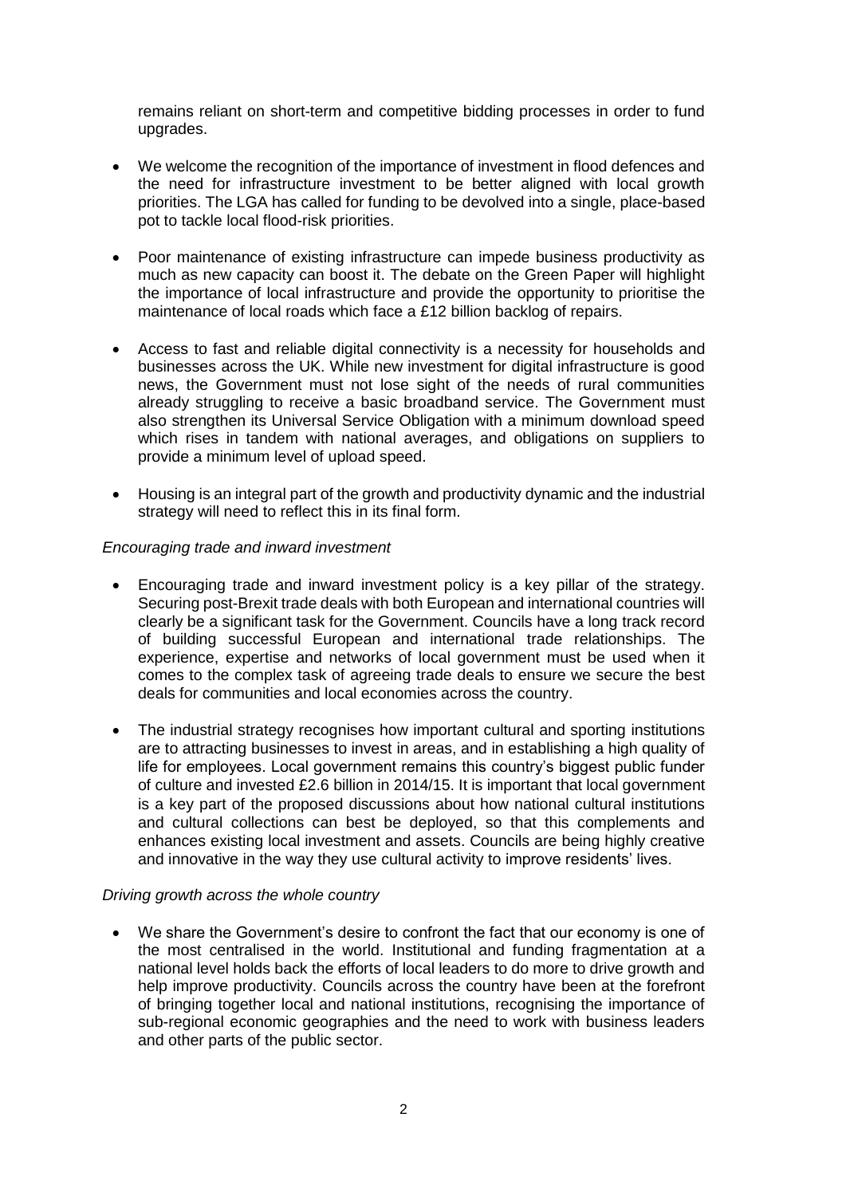remains reliant on short-term and competitive bidding processes in order to fund upgrades.

- We welcome the recognition of the importance of investment in flood defences and the need for infrastructure investment to be better aligned with local growth priorities. The LGA has called for funding to be devolved into a single, place-based pot to tackle local flood-risk priorities.

- Poor maintenance of existing infrastructure can impede business productivity as much as new capacity can boost it. The debate on the Green Paper will highlight the importance of local infrastructure and provide the opportunity to prioritise the maintenance of local roads which face a £12 billion backlog of repairs.

- Access to fast and reliable digital connectivity is a necessity for households and businesses across the UK. While new investment for digital infrastructure is good news, the Government must not lose sight of the needs of rural communities already struggling to receive a basic broadband service. The Government must also strengthen its Universal Service Obligation with a minimum download speed which rises in tandem with national averages, and obligations on suppliers to provide a minimum level of upload speed.

- Housing is an integral part of the growth and productivity dynamic and the industrial strategy will need to reflect this in its final form.

*Encouraging trade and inward investment*

- Encouraging trade and inward investment policy is a key pillar of the strategy. Securing post-Brexit trade deals with both European and international countries will clearly be a significant task for the Government. Councils have a long track record of building successful European and international trade relationships. The experience, expertise and networks of local government must be used when it comes to the complex task of agreeing trade deals to ensure we secure the best deals for communities and local economies across the country.

- The industrial strategy recognises how important cultural and sporting institutions are to attracting businesses to invest in areas, and in establishing a high quality of life for employees. Local government remains this country's biggest public funder of culture and invested £2.6 billion in 2014/15. It is important that local government is a key part of the proposed discussions about how national cultural institutions and cultural collections can best be deployed, so that this complements and enhances existing local investment and assets. Councils are being highly creative and innovative in the way they use cultural activity to improve residents' lives.

*Driving growth across the whole country*

- We share the Government's desire to confront the fact that our economy is one of the most centralised in the world. Institutional and funding fragmentation at a national level holds back the efforts of local leaders to do more to drive growth and help improve productivity. Councils across the country have been at the forefront of bringing together local and national institutions, recognising the importance of sub-regional economic geographies and the need to work with business leaders and other parts of the public sector.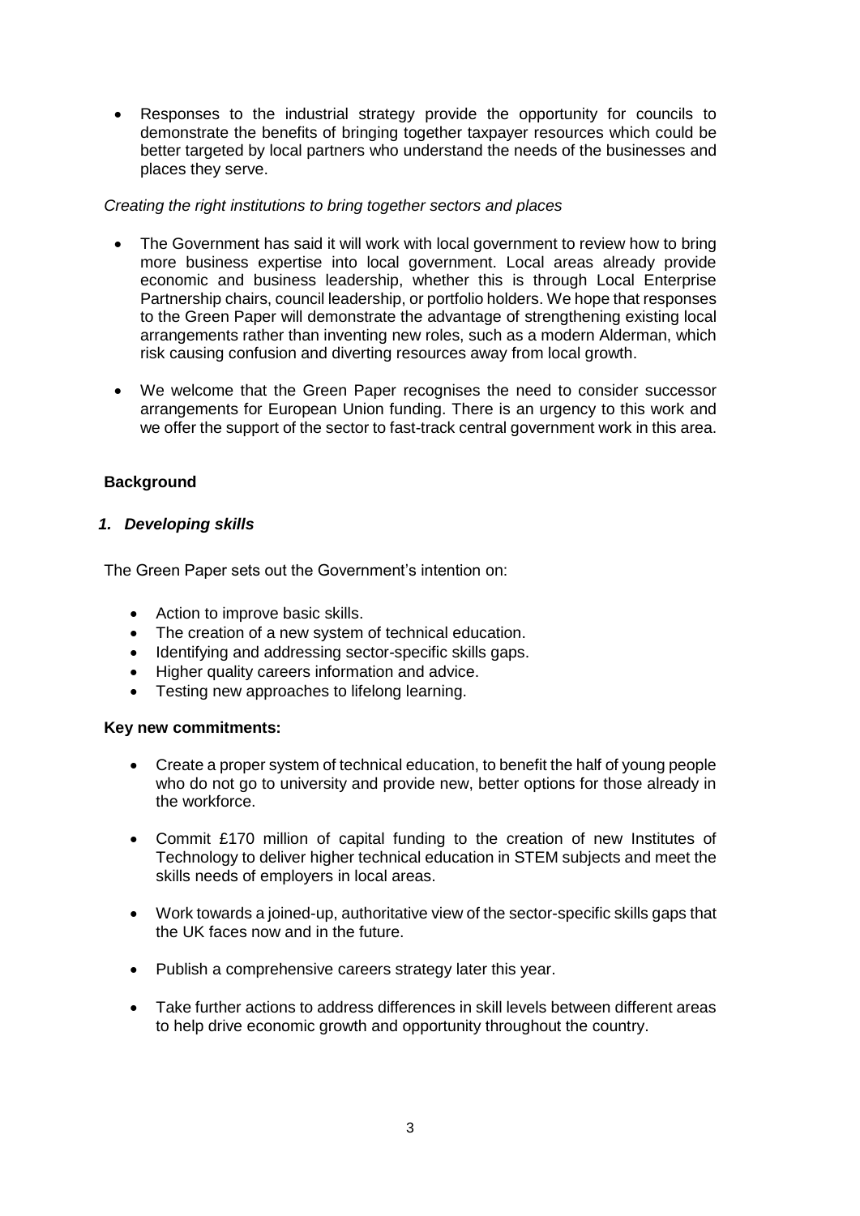- Responses to the industrial strategy provide the opportunity for councils to demonstrate the benefits of bringing together taxpayer resources which could be better targeted by local partners who understand the needs of the businesses and places they serve.

*Creating the right institutions to bring together sectors and places*

- The Government has said it will work with local government to review how to bring more business expertise into local government. Local areas already provide economic and business leadership, whether this is through Local Enterprise Partnership chairs, council leadership, or portfolio holders. We hope that responses to the Green Paper will demonstrate the advantage of strengthening existing local arrangements rather than inventing new roles, such as a modern Alderman, which risk causing confusion and diverting resources away from local growth.

- We welcome that the Green Paper recognises the need to consider successor arrangements for European Union funding. There is an urgency to this work and we offer the support of the sector to fast-track central government work in this area.

## Background

### *1. Developing skills*

The Green Paper sets out the Government's intention on:

- Action to improve basic skills.
- The creation of a new system of technical education.
- Identifying and addressing sector-specific skills gaps.
- Higher quality careers information and advice.
- Testing new approaches to lifelong learning.

**Key new commitments:**

- Create a proper system of technical education, to benefit the half of young people who do not go to university and provide new, better options for those already in the workforce.

- Commit £170 million of capital funding to the creation of new Institutes of Technology to deliver higher technical education in STEM subjects and meet the skills needs of employers in local areas.

- Work towards a joined-up, authoritative view of the sector-specific skills gaps that the UK faces now and in the future.

- Publish a comprehensive careers strategy later this year.

- Take further actions to address differences in skill levels between different areas to help drive economic growth and opportunity throughout the country.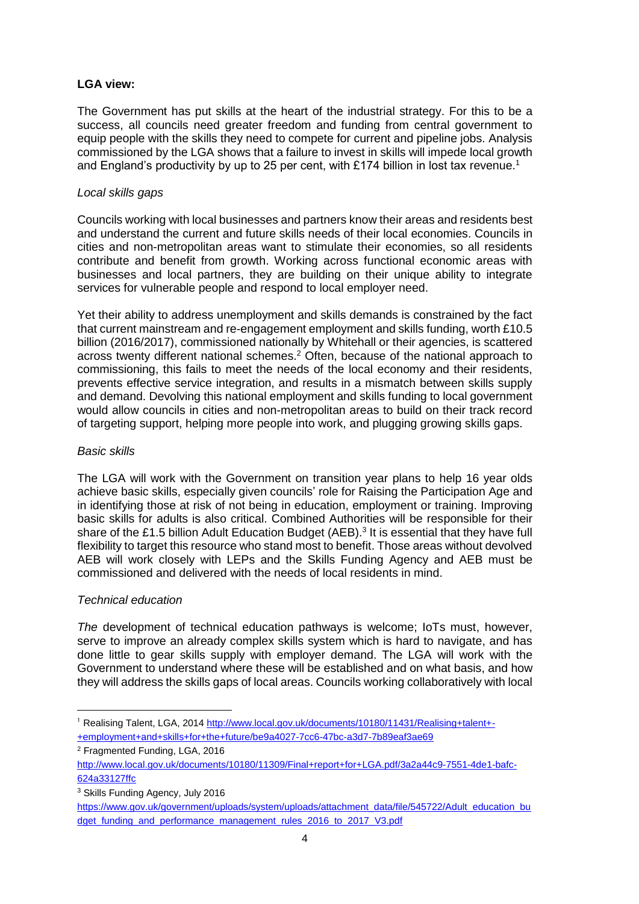**LGA view:**

The Government has put skills at the heart of the industrial strategy. For this to be a success, all councils need greater freedom and funding from central government to equip people with the skills they need to compete for current and pipeline jobs. Analysis commissioned by the LGA shows that a failure to invest in skills will impede local growth and England's productivity by up to 25 per cent, with £174 billion in lost tax revenue.[1]

*Local skills gaps*

Councils working with local businesses and partners know their areas and residents best and understand the current and future skills needs of their local economies. Councils in cities and non-metropolitan areas want to stimulate their economies, so all residents contribute and benefit from growth. Working across functional economic areas with businesses and local partners, they are building on their unique ability to integrate services for vulnerable people and respond to local employer need.

Yet their ability to address unemployment and skills demands is constrained by the fact that current mainstream and re-engagement employment and skills funding, worth £10.5 billion (2016/2017), commissioned nationally by Whitehall or their agencies, is scattered across twenty different national schemes.[2] Often, because of the national approach to commissioning, this fails to meet the needs of the local economy and their residents, prevents effective service integration, and results in a mismatch between skills supply and demand. Devolving this national employment and skills funding to local government would allow councils in cities and non-metropolitan areas to build on their track record of targeting support, helping more people into work, and plugging growing skills gaps.

*Basic skills*

The LGA will work with the Government on transition year plans to help 16 year olds achieve basic skills, especially given councils' role for Raising the Participation Age and in identifying those at risk of not being in education, employment or training. Improving basic skills for adults is also critical. Combined Authorities will be responsible for their share of the £1.5 billion Adult Education Budget (AEB).[3] It is essential that they have full flexibility to target this resource who stand most to benefit. Those areas without devolved AEB will work closely with LEPs and the Skills Funding Agency and AEB must be commissioned and delivered with the needs of local residents in mind.

*Technical education*

*The* development of technical education pathways is welcome; IoTs must, however, serve to improve an already complex skills system which is hard to navigate, and has done little to gear skills supply with employer demand. The LGA will work with the Government to understand where these will be established and on what basis, and how they will address the skills gaps of local areas. Councils working collaboratively with local

---

[1] Realising Talent, LGA, 2014 http://www.local.gov.uk/documents/10180/11431/Realising+talent+-+employment+and+skills+for+the+future/be9a4027-7cc6-47bc-a3d7-7b89eaf3ae69

[2] Fragmented Funding, LGA, 2016 http://www.local.gov.uk/documents/10180/11309/Final+report+for+LGA.pdf/3a2a44c9-7551-4de1-bafc-624a33127ffc

[3] Skills Funding Agency, July 2016 https://www.gov.uk/government/uploads/system/uploads/attachment_data/file/545722/Adult_education_budget_funding_and_performance_management_rules_2016_to_2017_V3.pdf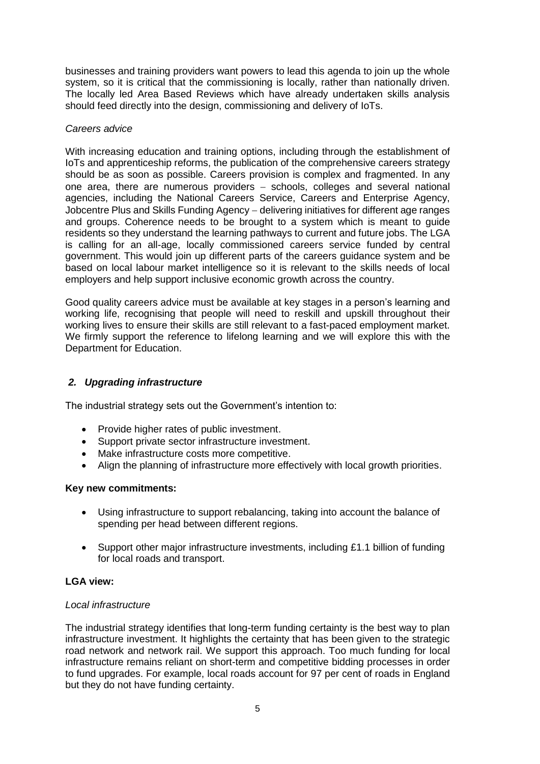businesses and training providers want powers to lead this agenda to join up the whole system, so it is critical that the commissioning is locally, rather than nationally driven. The locally led Area Based Reviews which have already undertaken skills analysis should feed directly into the design, commissioning and delivery of IoTs.

*Careers advice*

With increasing education and training options, including through the establishment of IoTs and apprenticeship reforms, the publication of the comprehensive careers strategy should be as soon as possible. Careers provision is complex and fragmented. In any one area, there are numerous providers – schools, colleges and several national agencies, including the National Careers Service, Careers and Enterprise Agency, Jobcentre Plus and Skills Funding Agency – delivering initiatives for different age ranges and groups. Coherence needs to be brought to a system which is meant to guide residents so they understand the learning pathways to current and future jobs. The LGA is calling for an all-age, locally commissioned careers service funded by central government. This would join up different parts of the careers guidance system and be based on local labour market intelligence so it is relevant to the skills needs of local employers and help support inclusive economic growth across the country.

Good quality careers advice must be available at key stages in a person's learning and working life, recognising that people will need to reskill and upskill throughout their working lives to ensure their skills are still relevant to a fast-paced employment market. We firmly support the reference to lifelong learning and we will explore this with the Department for Education.

## *2. Upgrading infrastructure*

The industrial strategy sets out the Government's intention to:

- Provide higher rates of public investment.
- Support private sector infrastructure investment.
- Make infrastructure costs more competitive.
- Align the planning of infrastructure more effectively with local growth priorities.

**Key new commitments:**

- Using infrastructure to support rebalancing, taking into account the balance of spending per head between different regions.
- Support other major infrastructure investments, including £1.1 billion of funding for local roads and transport.

**LGA view:**

*Local infrastructure*

The industrial strategy identifies that long-term funding certainty is the best way to plan infrastructure investment. It highlights the certainty that has been given to the strategic road network and network rail. We support this approach. Too much funding for local infrastructure remains reliant on short-term and competitive bidding processes in order to fund upgrades. For example, local roads account for 97 per cent of roads in England but they do not have funding certainty.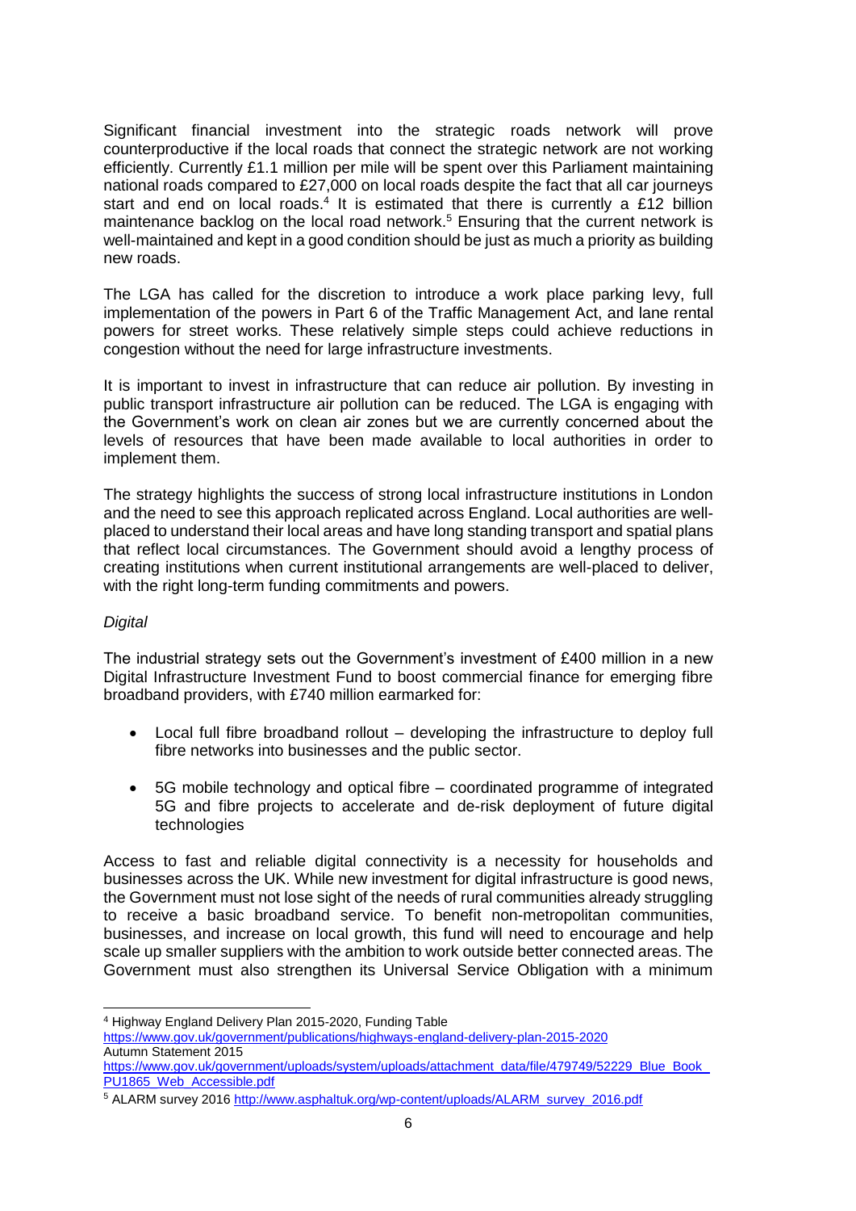Significant financial investment into the strategic roads network will prove counterproductive if the local roads that connect the strategic network are not working efficiently. Currently £1.1 million per mile will be spent over this Parliament maintaining national roads compared to £27,000 on local roads despite the fact that all car journeys start and end on local roads.[4] It is estimated that there is currently a £12 billion maintenance backlog on the local road network.[5] Ensuring that the current network is well-maintained and kept in a good condition should be just as much a priority as building new roads.

The LGA has called for the discretion to introduce a work place parking levy, full implementation of the powers in Part 6 of the Traffic Management Act, and lane rental powers for street works. These relatively simple steps could achieve reductions in congestion without the need for large infrastructure investments.

It is important to invest in infrastructure that can reduce air pollution. By investing in public transport infrastructure air pollution can be reduced. The LGA is engaging with the Government's work on clean air zones but we are currently concerned about the levels of resources that have been made available to local authorities in order to implement them.

The strategy highlights the success of strong local infrastructure institutions in London and the need to see this approach replicated across England. Local authorities are well-placed to understand their local areas and have long standing transport and spatial plans that reflect local circumstances. The Government should avoid a lengthy process of creating institutions when current institutional arrangements are well-placed to deliver, with the right long-term funding commitments and powers.

*Digital*

The industrial strategy sets out the Government's investment of £400 million in a new Digital Infrastructure Investment Fund to boost commercial finance for emerging fibre broadband providers, with £740 million earmarked for:

- Local full fibre broadband rollout – developing the infrastructure to deploy full fibre networks into businesses and the public sector.
- 5G mobile technology and optical fibre – coordinated programme of integrated 5G and fibre projects to accelerate and de-risk deployment of future digital technologies

Access to fast and reliable digital connectivity is a necessity for households and businesses across the UK. While new investment for digital infrastructure is good news, the Government must not lose sight of the needs of rural communities already struggling to receive a basic broadband service. To benefit non-metropolitan communities, businesses, and increase on local growth, this fund will need to encourage and help scale up smaller suppliers with the ambition to work outside better connected areas. The Government must also strengthen its Universal Service Obligation with a minimum

---

[4] Highway England Delivery Plan 2015-2020, Funding Table https://www.gov.uk/government/publications/highways-england-delivery-plan-2015-2020
Autumn Statement 2015 https://www.gov.uk/government/uploads/system/uploads/attachment_data/file/479749/52229_Blue_Book_PU1865_Web_Accessible.pdf

[5] ALARM survey 2016 http://www.asphaltuk.org/wp-content/uploads/ALARM_survey_2016.pdf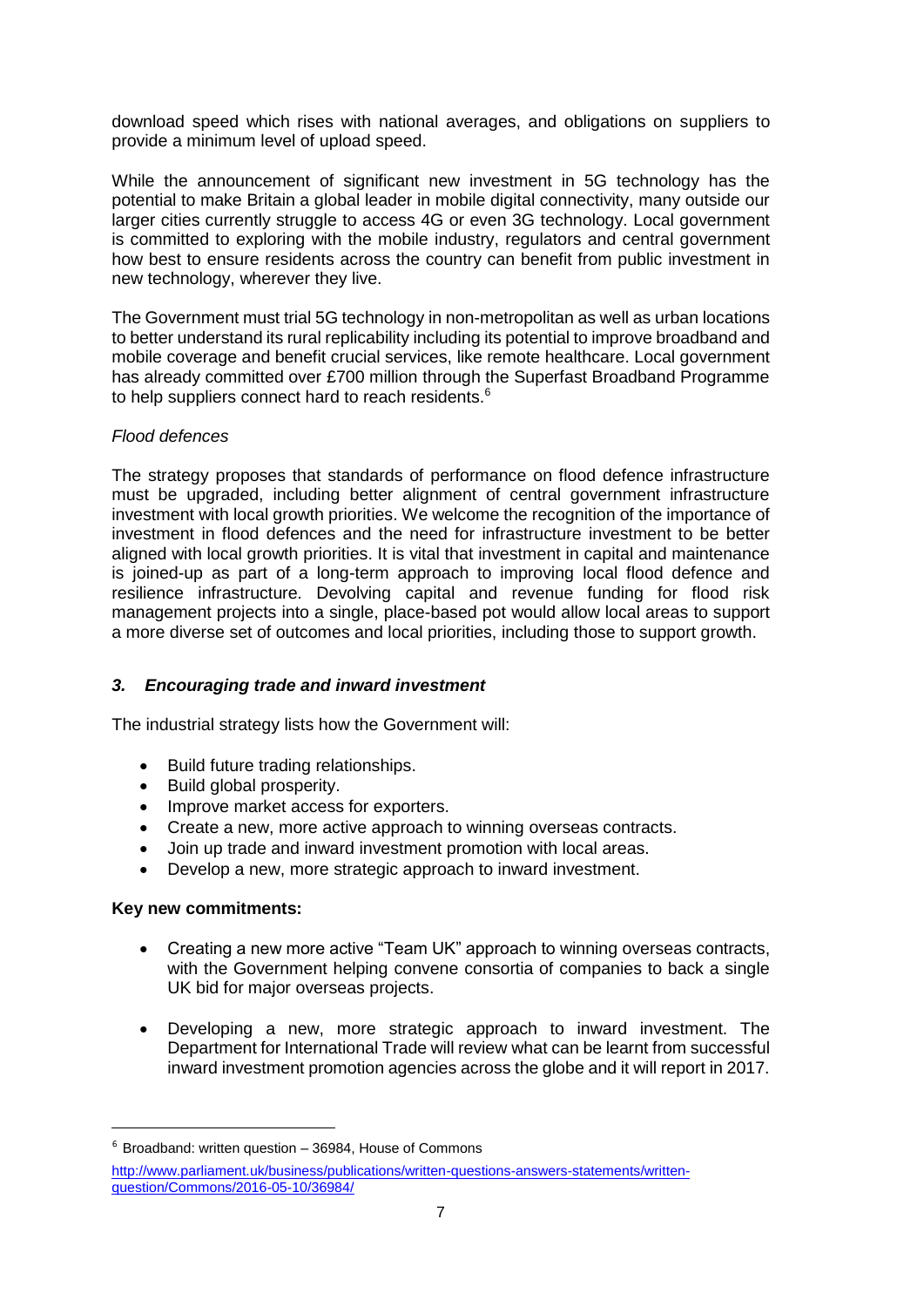download speed which rises with national averages, and obligations on suppliers to provide a minimum level of upload speed.

While the announcement of significant new investment in 5G technology has the potential to make Britain a global leader in mobile digital connectivity, many outside our larger cities currently struggle to access 4G or even 3G technology. Local government is committed to exploring with the mobile industry, regulators and central government how best to ensure residents across the country can benefit from public investment in new technology, wherever they live.

The Government must trial 5G technology in non-metropolitan as well as urban locations to better understand its rural replicability including its potential to improve broadband and mobile coverage and benefit crucial services, like remote healthcare. Local government has already committed over £700 million through the Superfast Broadband Programme to help suppliers connect hard to reach residents.[6]

*Flood defences*

The strategy proposes that standards of performance on flood defence infrastructure must be upgraded, including better alignment of central government infrastructure investment with local growth priorities. We welcome the recognition of the importance of investment in flood defences and the need for infrastructure investment to be better aligned with local growth priorities. It is vital that investment in capital and maintenance is joined-up as part of a long-term approach to improving local flood defence and resilience infrastructure. Devolving capital and revenue funding for flood risk management projects into a single, place-based pot would allow local areas to support a more diverse set of outcomes and local priorities, including those to support growth.

### *3. Encouraging trade and inward investment*

The industrial strategy lists how the Government will:

- Build future trading relationships.
- Build global prosperity.
- Improve market access for exporters.
- Create a new, more active approach to winning overseas contracts.
- Join up trade and inward investment promotion with local areas.
- Develop a new, more strategic approach to inward investment.

**Key new commitments:**

- Creating a new more active "Team UK" approach to winning overseas contracts, with the Government helping convene consortia of companies to back a single UK bid for major overseas projects.

- Developing a new, more strategic approach to inward investment. The Department for International Trade will review what can be learnt from successful inward investment promotion agencies across the globe and it will report in 2017.

---

[6] Broadband: written question – 36984, House of Commons
http://www.parliament.uk/business/publications/written-questions-answers-statements/written-question/Commons/2016-05-10/36984/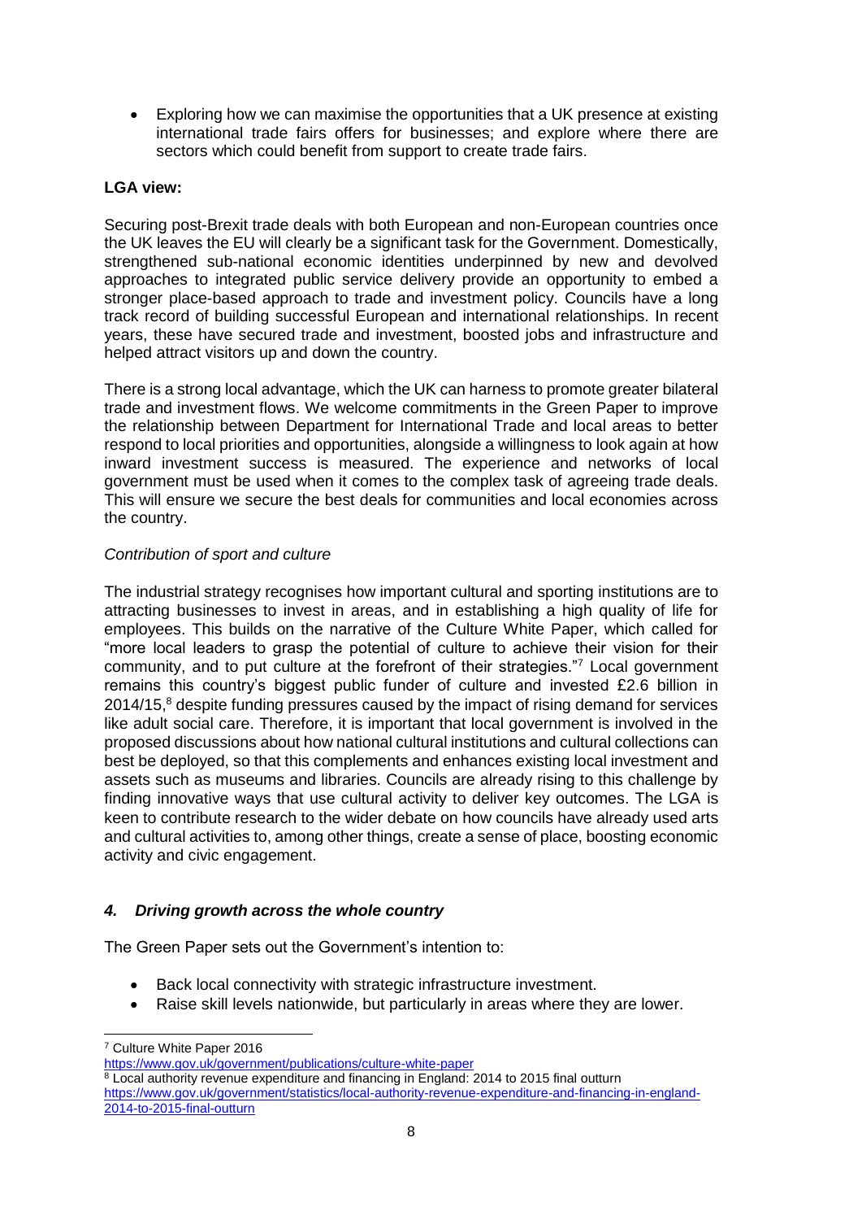- Exploring how we can maximise the opportunities that a UK presence at existing international trade fairs offers for businesses; and explore where there are sectors which could benefit from support to create trade fairs.

**LGA view:**

Securing post-Brexit trade deals with both European and non-European countries once the UK leaves the EU will clearly be a significant task for the Government. Domestically, strengthened sub-national economic identities underpinned by new and devolved approaches to integrated public service delivery provide an opportunity to embed a stronger place-based approach to trade and investment policy. Councils have a long track record of building successful European and international relationships. In recent years, these have secured trade and investment, boosted jobs and infrastructure and helped attract visitors up and down the country.

There is a strong local advantage, which the UK can harness to promote greater bilateral trade and investment flows. We welcome commitments in the Green Paper to improve the relationship between Department for International Trade and local areas to better respond to local priorities and opportunities, alongside a willingness to look again at how inward investment success is measured. The experience and networks of local government must be used when it comes to the complex task of agreeing trade deals. This will ensure we secure the best deals for communities and local economies across the country.

*Contribution of sport and culture*

The industrial strategy recognises how important cultural and sporting institutions are to attracting businesses to invest in areas, and in establishing a high quality of life for employees. This builds on the narrative of the Culture White Paper, which called for "more local leaders to grasp the potential of culture to achieve their vision for their community, and to put culture at the forefront of their strategies."[7] Local government remains this country's biggest public funder of culture and invested £2.6 billion in 2014/15,[8] despite funding pressures caused by the impact of rising demand for services like adult social care. Therefore, it is important that local government is involved in the proposed discussions about how national cultural institutions and cultural collections can best be deployed, so that this complements and enhances existing local investment and assets such as museums and libraries. Councils are already rising to this challenge by finding innovative ways that use cultural activity to deliver key outcomes. The LGA is keen to contribute research to the wider debate on how councils have already used arts and cultural activities to, among other things, create a sense of place, boosting economic activity and civic engagement.

### *4. Driving growth across the whole country*

The Green Paper sets out the Government's intention to:

- Back local connectivity with strategic infrastructure investment.
- Raise skill levels nationwide, but particularly in areas where they are lower.

---

[7] Culture White Paper 2016
https://www.gov.uk/government/publications/culture-white-paper

[8] Local authority revenue expenditure and financing in England: 2014 to 2015 final outturn
https://www.gov.uk/government/statistics/local-authority-revenue-expenditure-and-financing-in-england-2014-to-2015-final-outturn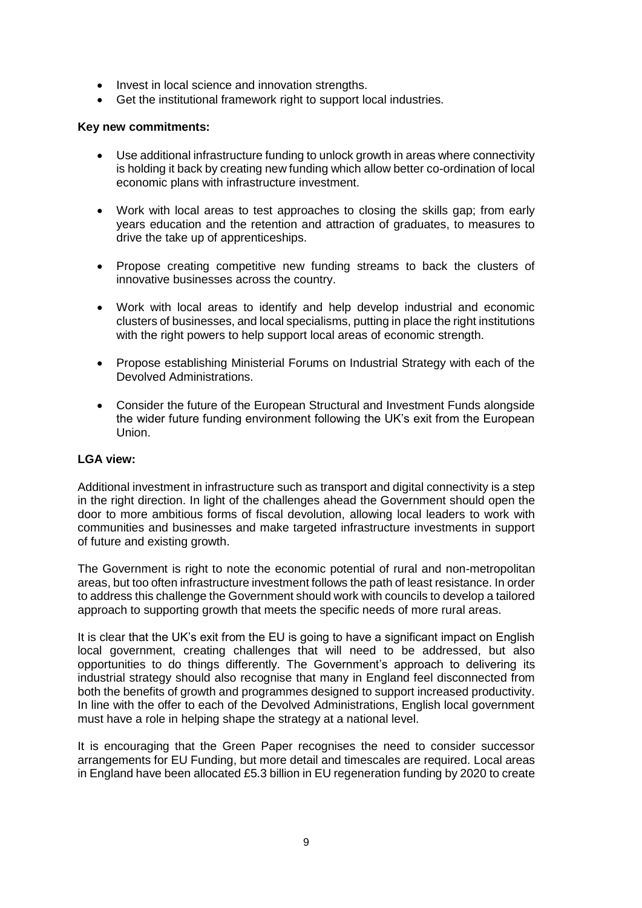- Invest in local science and innovation strengths.
- Get the institutional framework right to support local industries.

**Key new commitments:**

- Use additional infrastructure funding to unlock growth in areas where connectivity is holding it back by creating new funding which allow better co-ordination of local economic plans with infrastructure investment.

- Work with local areas to test approaches to closing the skills gap; from early years education and the retention and attraction of graduates, to measures to drive the take up of apprenticeships.

- Propose creating competitive new funding streams to back the clusters of innovative businesses across the country.

- Work with local areas to identify and help develop industrial and economic clusters of businesses, and local specialisms, putting in place the right institutions with the right powers to help support local areas of economic strength.

- Propose establishing Ministerial Forums on Industrial Strategy with each of the Devolved Administrations.

- Consider the future of the European Structural and Investment Funds alongside the wider future funding environment following the UK's exit from the European Union.

**LGA view:**

Additional investment in infrastructure such as transport and digital connectivity is a step in the right direction. In light of the challenges ahead the Government should open the door to more ambitious forms of fiscal devolution, allowing local leaders to work with communities and businesses and make targeted infrastructure investments in support of future and existing growth.

The Government is right to note the economic potential of rural and non-metropolitan areas, but too often infrastructure investment follows the path of least resistance. In order to address this challenge the Government should work with councils to develop a tailored approach to supporting growth that meets the specific needs of more rural areas.

It is clear that the UK's exit from the EU is going to have a significant impact on English local government, creating challenges that will need to be addressed, but also opportunities to do things differently. The Government's approach to delivering its industrial strategy should also recognise that many in England feel disconnected from both the benefits of growth and programmes designed to support increased productivity. In line with the offer to each of the Devolved Administrations, English local government must have a role in helping shape the strategy at a national level.

It is encouraging that the Green Paper recognises the need to consider successor arrangements for EU Funding, but more detail and timescales are required. Local areas in England have been allocated £5.3 billion in EU regeneration funding by 2020 to create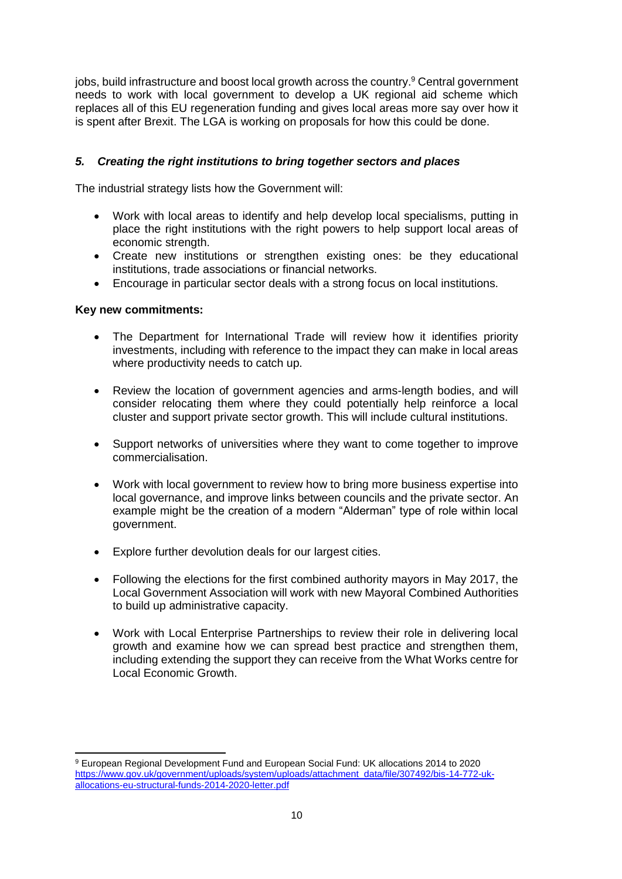jobs, build infrastructure and boost local growth across the country.[9] Central government needs to work with local government to develop a UK regional aid scheme which replaces all of this EU regeneration funding and gives local areas more say over how it is spent after Brexit. The LGA is working on proposals for how this could be done.

### *5. Creating the right institutions to bring together sectors and places*

The industrial strategy lists how the Government will:

- Work with local areas to identify and help develop local specialisms, putting in place the right institutions with the right powers to help support local areas of economic strength.
- Create new institutions or strengthen existing ones: be they educational institutions, trade associations or financial networks.
- Encourage in particular sector deals with a strong focus on local institutions.

**Key new commitments:**

- The Department for International Trade will review how it identifies priority investments, including with reference to the impact they can make in local areas where productivity needs to catch up.
- Review the location of government agencies and arms-length bodies, and will consider relocating them where they could potentially help reinforce a local cluster and support private sector growth. This will include cultural institutions.
- Support networks of universities where they want to come together to improve commercialisation.
- Work with local government to review how to bring more business expertise into local governance, and improve links between councils and the private sector. An example might be the creation of a modern "Alderman" type of role within local government.
- Explore further devolution deals for our largest cities.
- Following the elections for the first combined authority mayors in May 2017, the Local Government Association will work with new Mayoral Combined Authorities to build up administrative capacity.
- Work with Local Enterprise Partnerships to review their role in delivering local growth and examine how we can spread best practice and strengthen them, including extending the support they can receive from the What Works centre for Local Economic Growth.

[9] European Regional Development Fund and European Social Fund: UK allocations 2014 to 2020 https://www.gov.uk/government/uploads/system/uploads/attachment_data/file/307492/bis-14-772-uk-allocations-eu-structural-funds-2014-2020-letter.pdf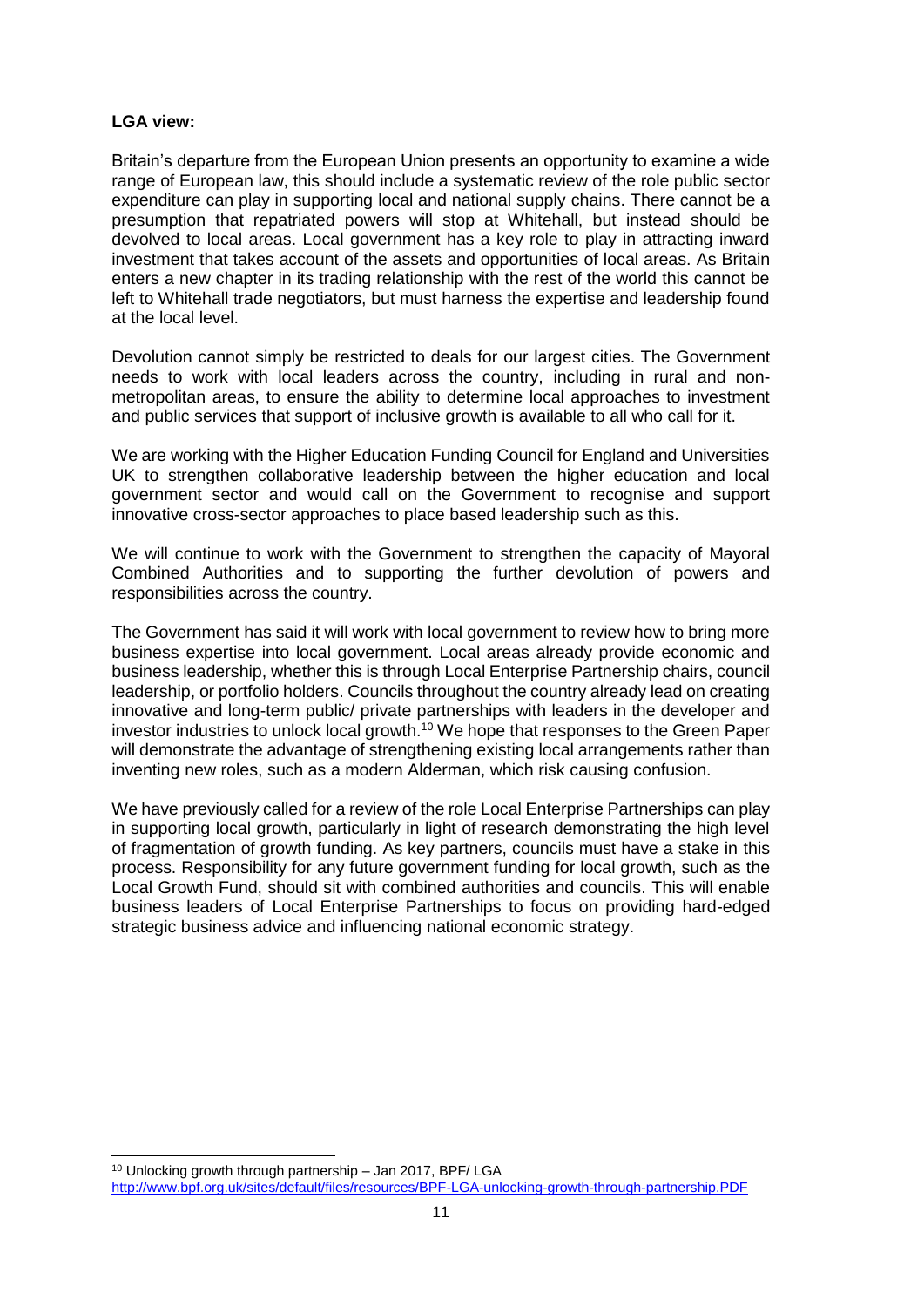**LGA view:**

Britain's departure from the European Union presents an opportunity to examine a wide range of European law, this should include a systematic review of the role public sector expenditure can play in supporting local and national supply chains. There cannot be a presumption that repatriated powers will stop at Whitehall, but instead should be devolved to local areas. Local government has a key role to play in attracting inward investment that takes account of the assets and opportunities of local areas. As Britain enters a new chapter in its trading relationship with the rest of the world this cannot be left to Whitehall trade negotiators, but must harness the expertise and leadership found at the local level.

Devolution cannot simply be restricted to deals for our largest cities. The Government needs to work with local leaders across the country, including in rural and non-metropolitan areas, to ensure the ability to determine local approaches to investment and public services that support of inclusive growth is available to all who call for it.

We are working with the Higher Education Funding Council for England and Universities UK to strengthen collaborative leadership between the higher education and local government sector and would call on the Government to recognise and support innovative cross-sector approaches to place based leadership such as this.

We will continue to work with the Government to strengthen the capacity of Mayoral Combined Authorities and to supporting the further devolution of powers and responsibilities across the country.

The Government has said it will work with local government to review how to bring more business expertise into local government. Local areas already provide economic and business leadership, whether this is through Local Enterprise Partnership chairs, council leadership, or portfolio holders. Councils throughout the country already lead on creating innovative and long-term public/ private partnerships with leaders in the developer and investor industries to unlock local growth.[10] We hope that responses to the Green Paper will demonstrate the advantage of strengthening existing local arrangements rather than inventing new roles, such as a modern Alderman, which risk causing confusion.

We have previously called for a review of the role Local Enterprise Partnerships can play in supporting local growth, particularly in light of research demonstrating the high level of fragmentation of growth funding. As key partners, councils must have a stake in this process. Responsibility for any future government funding for local growth, such as the Local Growth Fund, should sit with combined authorities and councils. This will enable business leaders of Local Enterprise Partnerships to focus on providing hard-edged strategic business advice and influencing national economic strategy.

---

[10] Unlocking growth through partnership – Jan 2017, BPF/ LGA
http://www.bpf.org.uk/sites/default/files/resources/BPF-LGA-unlocking-growth-through-partnership.PDF